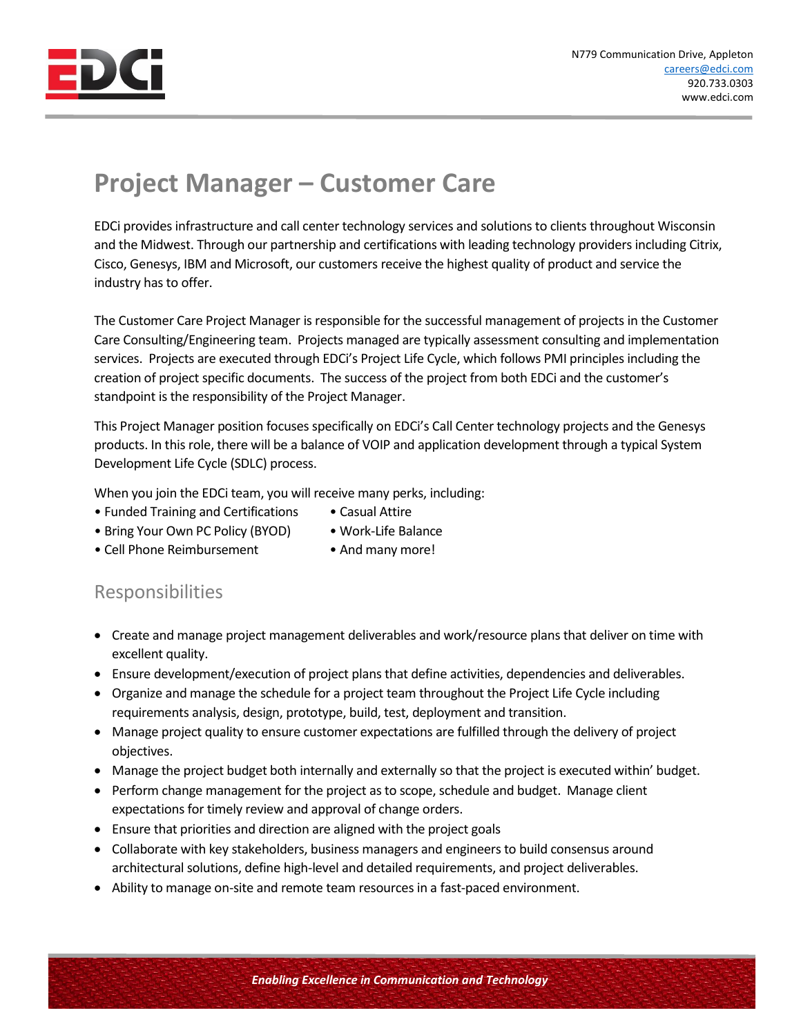N779 Communication Drive, Appleton
careers@edci.com
920.733.0303
www.edci.com

# Project Manager – Customer Care

EDCi provides infrastructure and call center technology services and solutions to clients throughout Wisconsin and the Midwest. Through our partnership and certifications with leading technology providers including Citrix, Cisco, Genesys, IBM and Microsoft, our customers receive the highest quality of product and service the industry has to offer.

The Customer Care Project Manager is responsible for the successful management of projects in the Customer Care Consulting/Engineering team. Projects managed are typically assessment consulting and implementation services. Projects are executed through EDCi's Project Life Cycle, which follows PMI principles including the creation of project specific documents. The success of the project from both EDCi and the customer's standpoint is the responsibility of the Project Manager.

This Project Manager position focuses specifically on EDCi's Call Center technology projects and the Genesys products. In this role, there will be a balance of VOIP and application development through a typical System Development Life Cycle (SDLC) process.

When you join the EDCi team, you will receive many perks, including:

- Funded Training and Certifications
- Bring Your Own PC Policy (BYOD)
- Cell Phone Reimbursement
- Casual Attire
- Work-Life Balance
- And many more!

## Responsibilities

- Create and manage project management deliverables and work/resource plans that deliver on time with excellent quality.
- Ensure development/execution of project plans that define activities, dependencies and deliverables.
- Organize and manage the schedule for a project team throughout the Project Life Cycle including requirements analysis, design, prototype, build, test, deployment and transition.
- Manage project quality to ensure customer expectations are fulfilled through the delivery of project objectives.
- Manage the project budget both internally and externally so that the project is executed within' budget.
- Perform change management for the project as to scope, schedule and budget. Manage client expectations for timely review and approval of change orders.
- Ensure that priorities and direction are aligned with the project goals
- Collaborate with key stakeholders, business managers and engineers to build consensus around architectural solutions, define high-level and detailed requirements, and project deliverables.
- Ability to manage on-site and remote team resources in a fast-paced environment.

*Enabling Excellence in Communication and Technology*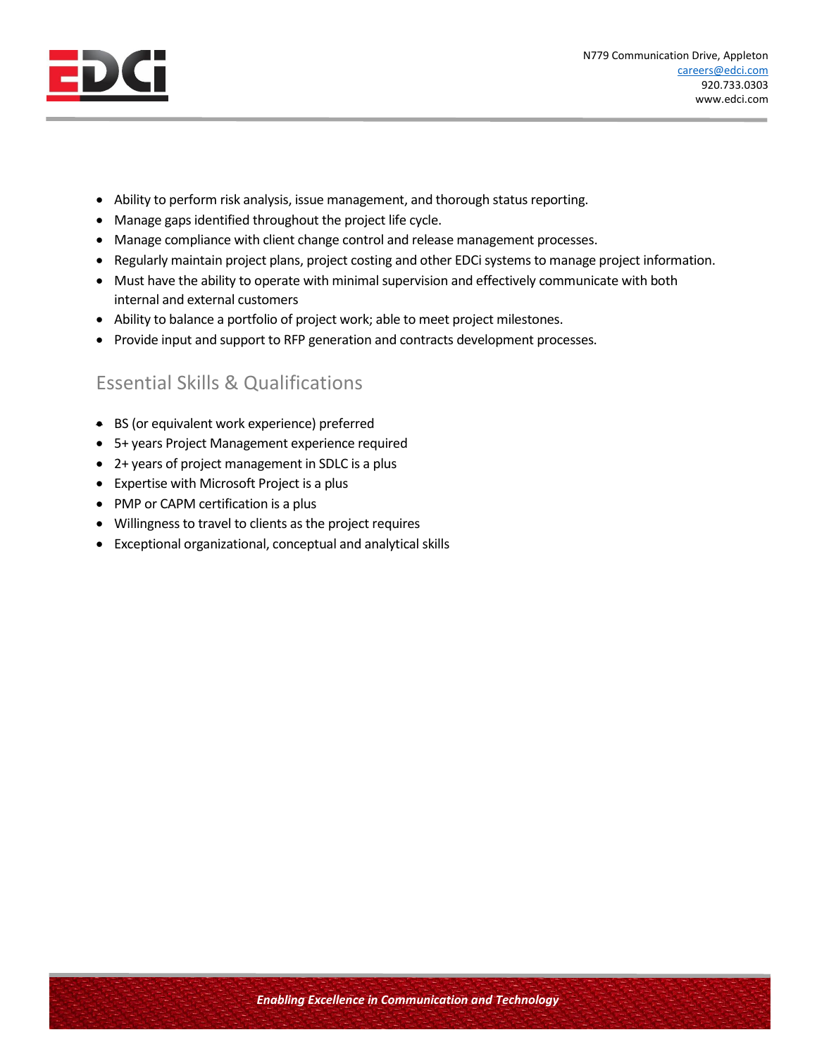- Ability to perform risk analysis, issue management, and thorough status reporting.
- Manage gaps identified throughout the project life cycle.
- Manage compliance with client change control and release management processes.
- Regularly maintain project plans, project costing and other EDCi systems to manage project information.
- Must have the ability to operate with minimal supervision and effectively communicate with both internal and external customers
- Ability to balance a portfolio of project work; able to meet project milestones.
- Provide input and support to RFP generation and contracts development processes.

## Essential Skills & Qualifications

- BS (or equivalent work experience) preferred
- 5+ years Project Management experience required
- 2+ years of project management in SDLC is a plus
- Expertise with Microsoft Project is a plus
- PMP or CAPM certification is a plus
- Willingness to travel to clients as the project requires
- Exceptional organizational, conceptual and analytical skills